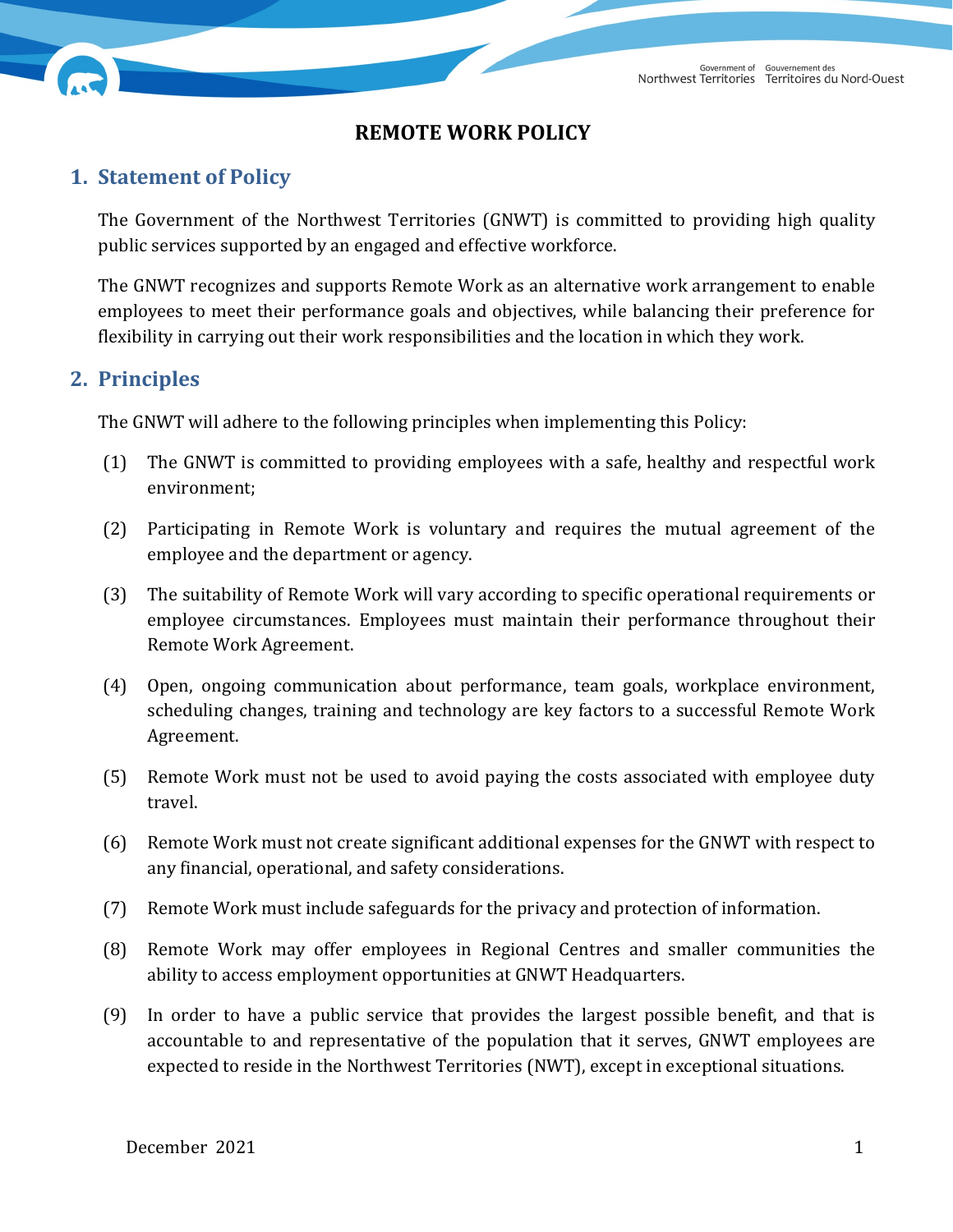# REMOTE WORK POLICY

## 1. Statement of Policy

The Government of the Northwest Territories (GNWT) is committed to providing high quality public services supported by an engaged and effective workforce.

The GNWT recognizes and supports Remote Work as an alternative work arrangement to enable employees to meet their performance goals and objectives, while balancing their preference for flexibility in carrying out their work responsibilities and the location in which they work.

## 2. Principles

The GNWT will adhere to the following principles when implementing this Policy:

(1) The GNWT is committed to providing employees with a safe, healthy and respectful work environment;

(2) Participating in Remote Work is voluntary and requires the mutual agreement of the employee and the department or agency.

(3) The suitability of Remote Work will vary according to specific operational requirements or employee circumstances. Employees must maintain their performance throughout their Remote Work Agreement.

(4) Open, ongoing communication about performance, team goals, workplace environment, scheduling changes, training and technology are key factors to a successful Remote Work Agreement.

(5) Remote Work must not be used to avoid paying the costs associated with employee duty travel.

(6) Remote Work must not create significant additional expenses for the GNWT with respect to any financial, operational, and safety considerations.

(7) Remote Work must include safeguards for the privacy and protection of information.

(8) Remote Work may offer employees in Regional Centres and smaller communities the ability to access employment opportunities at GNWT Headquarters.

(9) In order to have a public service that provides the largest possible benefit, and that is accountable to and representative of the population that it serves, GNWT employees are expected to reside in the Northwest Territories (NWT), except in exceptional situations.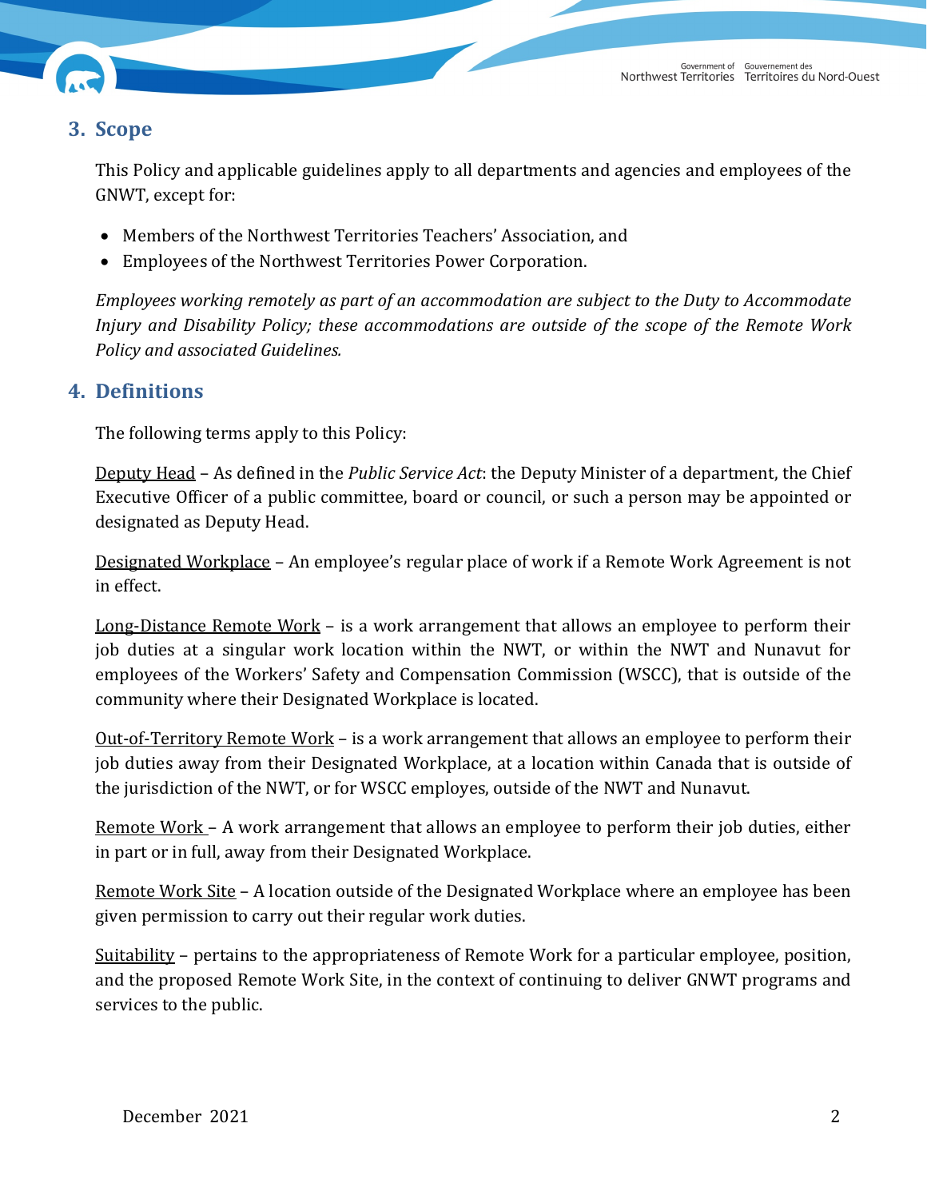## 3. Scope

This Policy and applicable guidelines apply to all departments and agencies and employees of the GNWT, except for:

- Members of the Northwest Territories Teachers' Association, and
- Employees of the Northwest Territories Power Corporation.

*Employees working remotely as part of an accommodation are subject to the Duty to Accommodate Injury and Disability Policy; these accommodations are outside of the scope of the Remote Work Policy and associated Guidelines.*

## 4. Definitions

The following terms apply to this Policy:

<u>Deputy Head</u> – As defined in the *Public Service Act*: the Deputy Minister of a department, the Chief Executive Officer of a public committee, board or council, or such a person may be appointed or designated as Deputy Head.

<u>Designated Workplace</u> – An employee's regular place of work if a Remote Work Agreement is not in effect.

<u>Long-Distance Remote Work</u> – is a work arrangement that allows an employee to perform their job duties at a singular work location within the NWT, or within the NWT and Nunavut for employees of the Workers' Safety and Compensation Commission (WSCC), that is outside of the community where their Designated Workplace is located.

<u>Out-of-Territory Remote Work</u> – is a work arrangement that allows an employee to perform their job duties away from their Designated Workplace, at a location within Canada that is outside of the jurisdiction of the NWT, or for WSCC employes, outside of the NWT and Nunavut.

<u>Remote Work</u> – A work arrangement that allows an employee to perform their job duties, either in part or in full, away from their Designated Workplace.

<u>Remote Work Site</u> – A location outside of the Designated Workplace where an employee has been given permission to carry out their regular work duties.

<u>Suitability</u> – pertains to the appropriateness of Remote Work for a particular employee, position, and the proposed Remote Work Site, in the context of continuing to deliver GNWT programs and services to the public.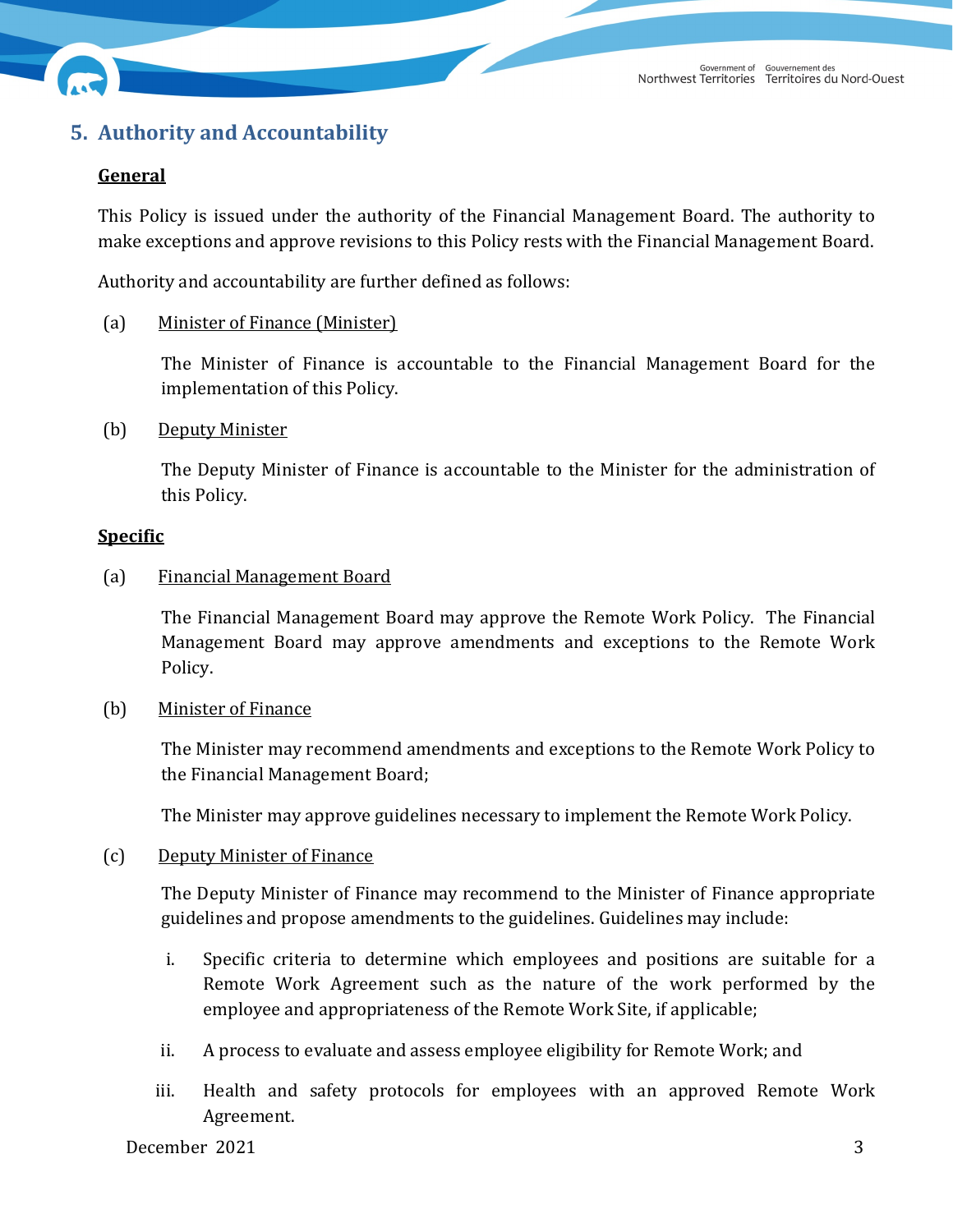## 5. Authority and Accountability

**General**

This Policy is issued under the authority of the Financial Management Board. The authority to make exceptions and approve revisions to this Policy rests with the Financial Management Board.

Authority and accountability are further defined as follows:

(a) Minister of Finance (Minister)

The Minister of Finance is accountable to the Financial Management Board for the implementation of this Policy.

(b) Deputy Minister

The Deputy Minister of Finance is accountable to the Minister for the administration of this Policy.

**Specific**

(a) Financial Management Board

The Financial Management Board may approve the Remote Work Policy. The Financial Management Board may approve amendments and exceptions to the Remote Work Policy.

(b) Minister of Finance

The Minister may recommend amendments and exceptions to the Remote Work Policy to the Financial Management Board;

The Minister may approve guidelines necessary to implement the Remote Work Policy.

(c) Deputy Minister of Finance

The Deputy Minister of Finance may recommend to the Minister of Finance appropriate guidelines and propose amendments to the guidelines. Guidelines may include:

i. Specific criteria to determine which employees and positions are suitable for a Remote Work Agreement such as the nature of the work performed by the employee and appropriateness of the Remote Work Site, if applicable;

ii. A process to evaluate and assess employee eligibility for Remote Work; and

iii. Health and safety protocols for employees with an approved Remote Work Agreement.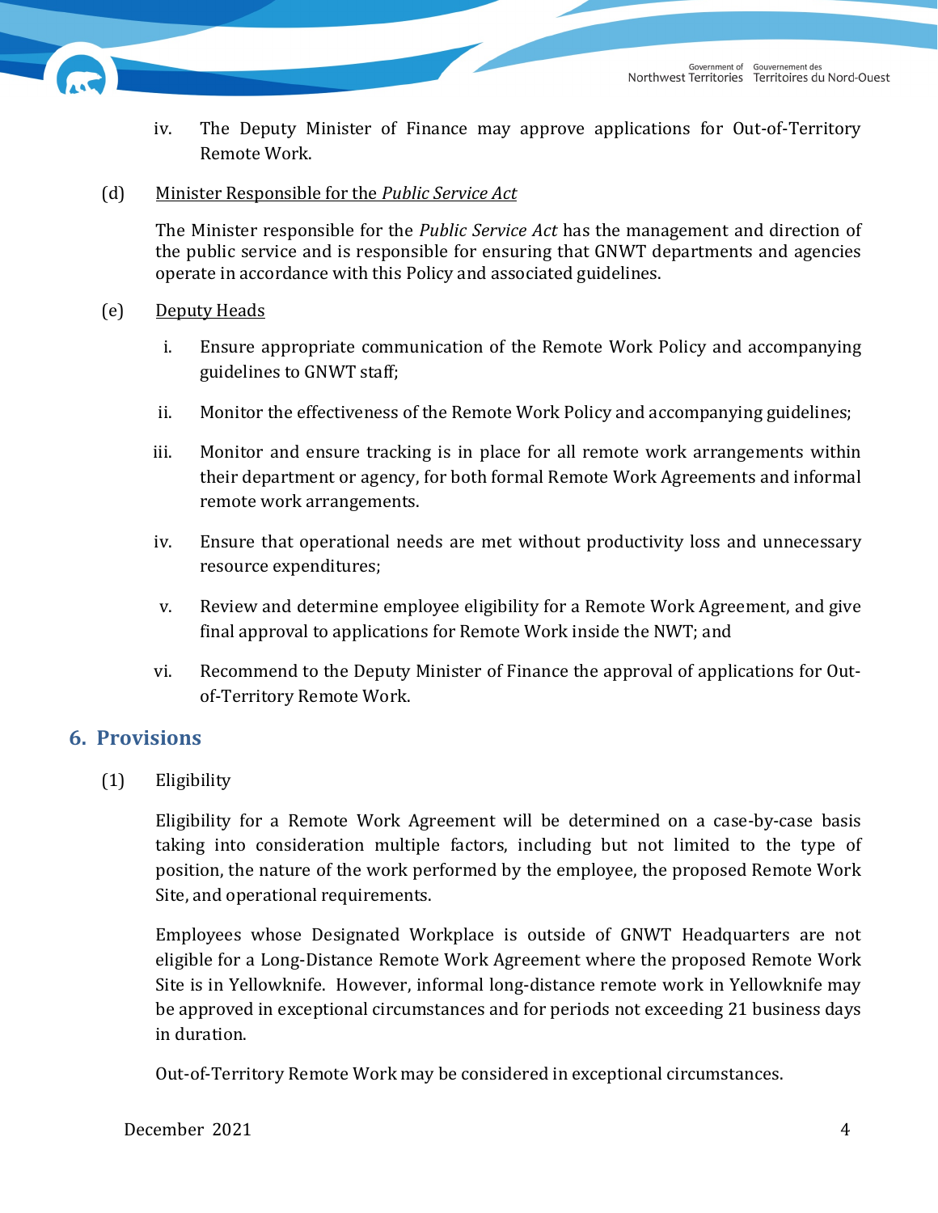iv. The Deputy Minister of Finance may approve applications for Out-of-Territory Remote Work.

(d) <u>Minister Responsible for the *Public Service Act*</u>

The Minister responsible for the *Public Service Act* has the management and direction of the public service and is responsible for ensuring that GNWT departments and agencies operate in accordance with this Policy and associated guidelines.

(e) <u>Deputy Heads</u>

i. Ensure appropriate communication of the Remote Work Policy and accompanying guidelines to GNWT staff;

ii. Monitor the effectiveness of the Remote Work Policy and accompanying guidelines;

iii. Monitor and ensure tracking is in place for all remote work arrangements within their department or agency, for both formal Remote Work Agreements and informal remote work arrangements.

iv. Ensure that operational needs are met without productivity loss and unnecessary resource expenditures;

v. Review and determine employee eligibility for a Remote Work Agreement, and give final approval to applications for Remote Work inside the NWT; and

vi. Recommend to the Deputy Minister of Finance the approval of applications for Out-of-Territory Remote Work.

## 6. Provisions

(1) Eligibility

Eligibility for a Remote Work Agreement will be determined on a case-by-case basis taking into consideration multiple factors, including but not limited to the type of position, the nature of the work performed by the employee, the proposed Remote Work Site, and operational requirements.

Employees whose Designated Workplace is outside of GNWT Headquarters are not eligible for a Long-Distance Remote Work Agreement where the proposed Remote Work Site is in Yellowknife. However, informal long-distance remote work in Yellowknife may be approved in exceptional circumstances and for periods not exceeding 21 business days in duration.

Out-of-Territory Remote Work may be considered in exceptional circumstances.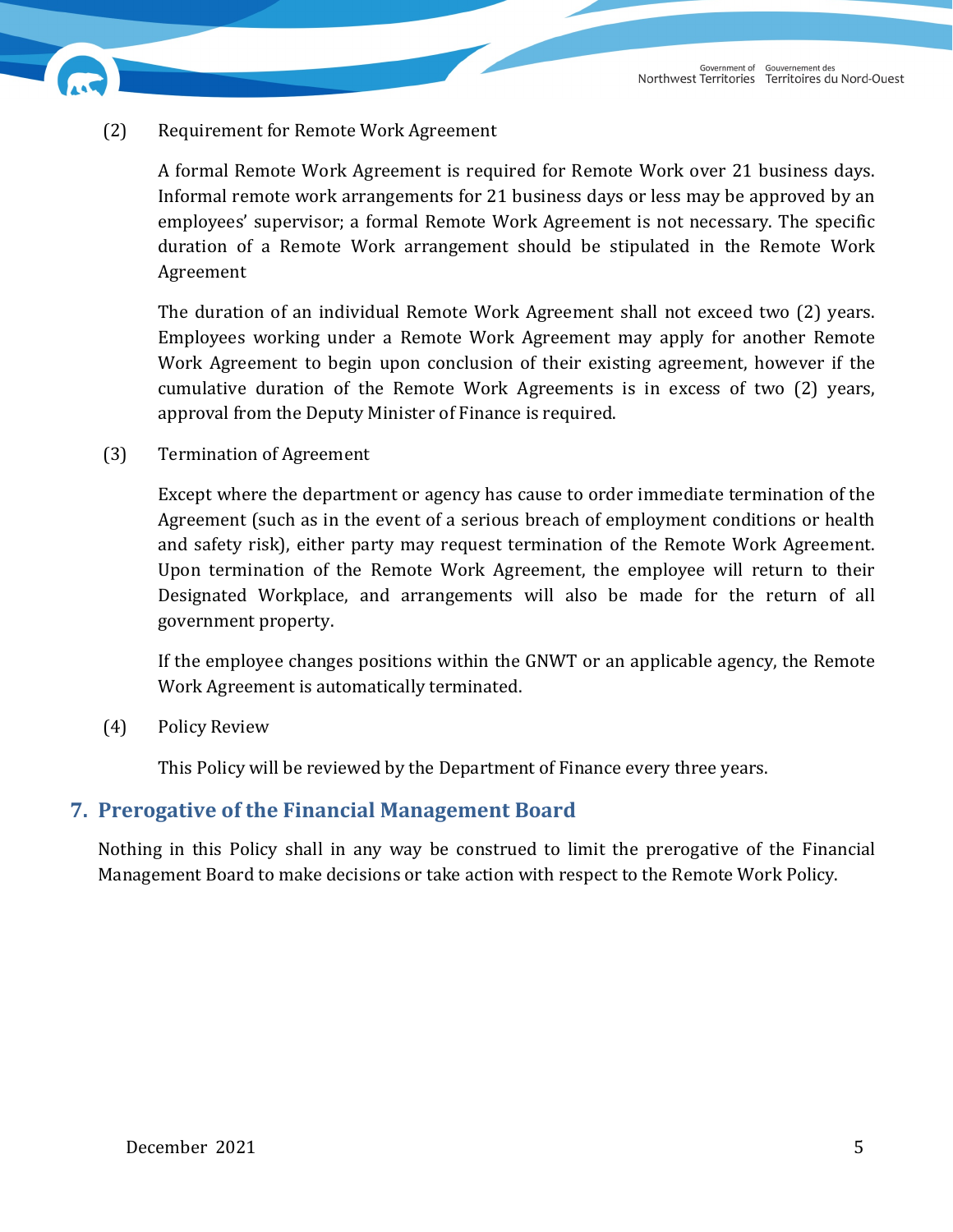(2) Requirement for Remote Work Agreement

A formal Remote Work Agreement is required for Remote Work over 21 business days. Informal remote work arrangements for 21 business days or less may be approved by an employees' supervisor; a formal Remote Work Agreement is not necessary. The specific duration of a Remote Work arrangement should be stipulated in the Remote Work Agreement

The duration of an individual Remote Work Agreement shall not exceed two (2) years. Employees working under a Remote Work Agreement may apply for another Remote Work Agreement to begin upon conclusion of their existing agreement, however if the cumulative duration of the Remote Work Agreements is in excess of two (2) years, approval from the Deputy Minister of Finance is required.

(3) Termination of Agreement

Except where the department or agency has cause to order immediate termination of the Agreement (such as in the event of a serious breach of employment conditions or health and safety risk), either party may request termination of the Remote Work Agreement. Upon termination of the Remote Work Agreement, the employee will return to their Designated Workplace, and arrangements will also be made for the return of all government property.

If the employee changes positions within the GNWT or an applicable agency, the Remote Work Agreement is automatically terminated.

(4) Policy Review

This Policy will be reviewed by the Department of Finance every three years.

## 7. Prerogative of the Financial Management Board

Nothing in this Policy shall in any way be construed to limit the prerogative of the Financial Management Board to make decisions or take action with respect to the Remote Work Policy.